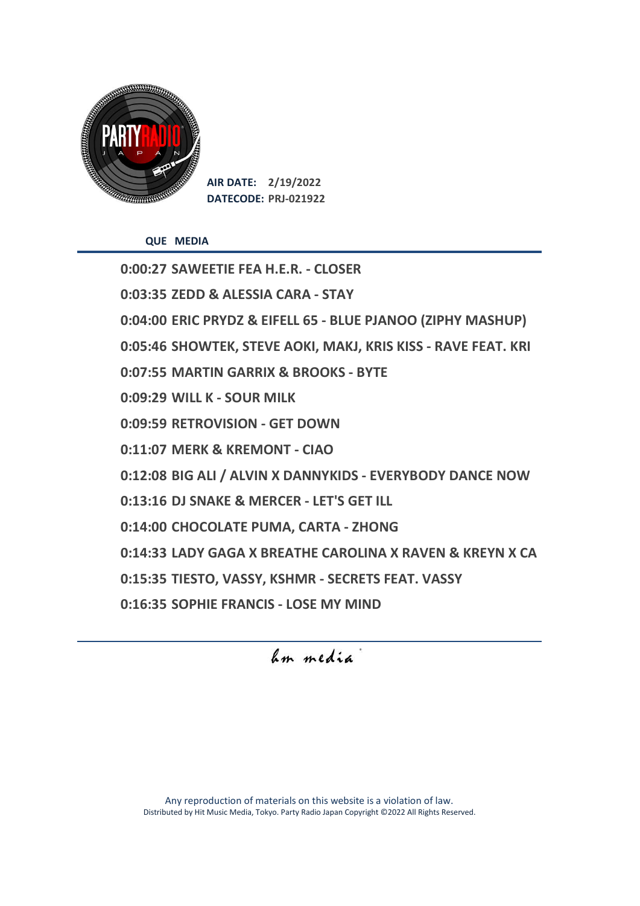**AIR DATE:** 2/19/2022
**DATECODE:** PRJ-021922

| QUE | MEDIA |
|---|---|
| 0:00:27 | SAWEETIE FEA H.E.R. - CLOSER |
| 0:03:35 | ZEDD & ALESSIA CARA - STAY |
| 0:04:00 | ERIC PRYDZ & EIFELL 65 - BLUE PJANOO (ZIPHY MASHUP) |
| 0:05:46 | SHOWTEK, STEVE AOKI, MAKJ, KRIS KISS - RAVE FEAT. KRI |
| 0:07:55 | MARTIN GARRIX & BROOKS - BYTE |
| 0:09:29 | WILL K - SOUR MILK |
| 0:09:59 | RETROVISION - GET DOWN |
| 0:11:07 | MERK & KREMONT - CIAO |
| 0:12:08 | BIG ALI / ALVIN X DANNYKIDS - EVERYBODY DANCE NOW |
| 0:13:16 | DJ SNAKE & MERCER - LET'S GET ILL |
| 0:14:00 | CHOCOLATE PUMA, CARTA - ZHONG |
| 0:14:33 | LADY GAGA X BREATHE CAROLINA X RAVEN & KREYN X CA |
| 0:15:35 | TIESTO, VASSY, KSHMR - SECRETS FEAT. VASSY |
| 0:16:35 | SOPHIE FRANCIS - LOSE MY MIND |

hm media

Any reproduction of materials on this website is a violation of law.
Distributed by Hit Music Media, Tokyo. Party Radio Japan Copyright ©2022 All Rights Reserved.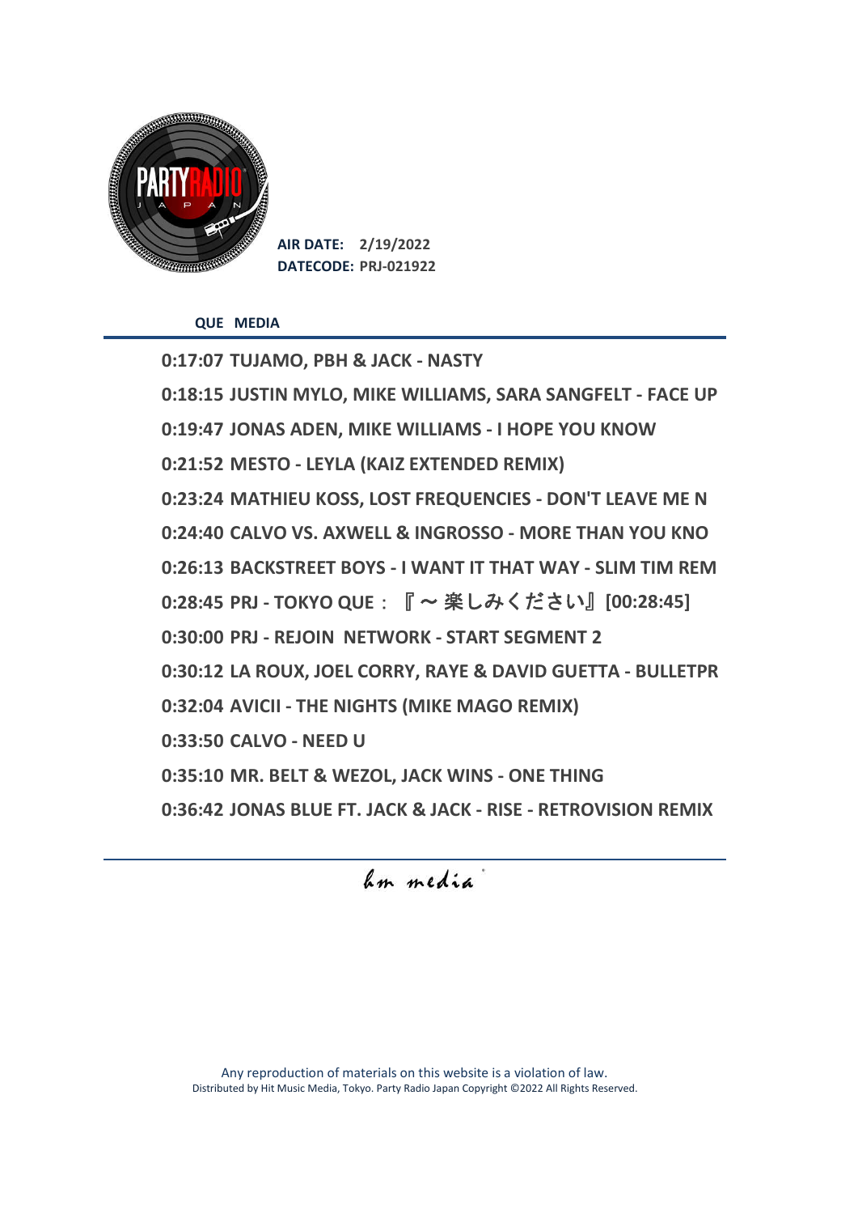**AIR DATE:** 2/19/2022
**DATECODE:** PRJ-021922

| QUE | MEDIA |
|---|---|
| 0:17:07 | TUJAMO, PBH & JACK - NASTY |
| 0:18:15 | JUSTIN MYLO, MIKE WILLIAMS, SARA SANGFELT - FACE UP |
| 0:19:47 | JONAS ADEN, MIKE WILLIAMS - I HOPE YOU KNOW |
| 0:21:52 | MESTO - LEYLA (KAIZ EXTENDED REMIX) |
| 0:23:24 | MATHIEU KOSS, LOST FREQUENCIES - DON'T LEAVE ME N |
| 0:24:40 | CALVO VS. AXWELL & INGROSSO - MORE THAN YOU KNO |
| 0:26:13 | BACKSTREET BOYS - I WANT IT THAT WAY - SLIM TIM REM |
| 0:28:45 | PRJ - TOKYO QUE：『～楽しみください』[00:28:45] |
| 0:30:00 | PRJ - REJOIN NETWORK - START SEGMENT 2 |
| 0:30:12 | LA ROUX, JOEL CORRY, RAYE & DAVID GUETTA - BULLETPR |
| 0:32:04 | AVICII - THE NIGHTS (MIKE MAGO REMIX) |
| 0:33:50 | CALVO - NEED U |
| 0:35:10 | MR. BELT & WEZOL, JACK WINS - ONE THING |
| 0:36:42 | JONAS BLUE FT. JACK & JACK - RISE - RETROVISION REMIX |

hm media

Any reproduction of materials on this website is a violation of law.
Distributed by Hit Music Media, Tokyo. Party Radio Japan Copyright ©2022 All Rights Reserved.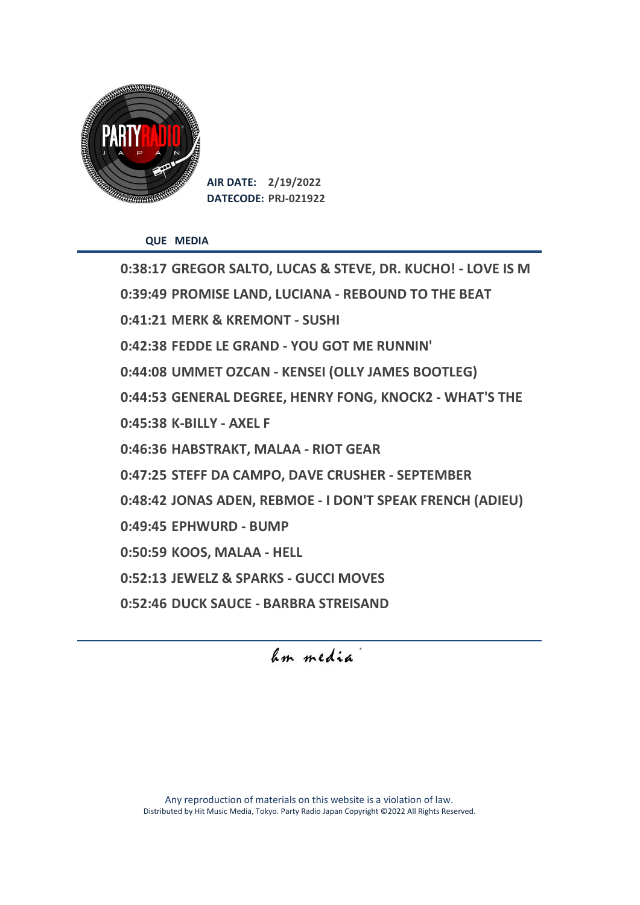**AIR DATE:** 2/19/2022
**DATECODE:** PRJ-021922

| QUE | MEDIA |
|---|---|
| 0:38:17 | GREGOR SALTO, LUCAS & STEVE, DR. KUCHO! - LOVE IS M |
| 0:39:49 | PROMISE LAND, LUCIANA - REBOUND TO THE BEAT |
| 0:41:21 | MERK & KREMONT - SUSHI |
| 0:42:38 | FEDDE LE GRAND - YOU GOT ME RUNNIN' |
| 0:44:08 | UMMET OZCAN - KENSEI (OLLY JAMES BOOTLEG) |
| 0:44:53 | GENERAL DEGREE, HENRY FONG, KNOCK2 - WHAT'S THE |
| 0:45:38 | K-BILLY - AXEL F |
| 0:46:36 | HABSTRAKT, MALAA - RIOT GEAR |
| 0:47:25 | STEFF DA CAMPO, DAVE CRUSHER - SEPTEMBER |
| 0:48:42 | JONAS ADEN, REBMOE - I DON'T SPEAK FRENCH (ADIEU) |
| 0:49:45 | EPHWURD - BUMP |
| 0:50:59 | KOOS, MALAA - HELL |
| 0:52:13 | JEWELZ & SPARKS - GUCCI MOVES |
| 0:52:46 | DUCK SAUCE - BARBRA STREISAND |

hm media

Any reproduction of materials on this website is a violation of law.
Distributed by Hit Music Media, Tokyo. Party Radio Japan Copyright ©2022 All Rights Reserved.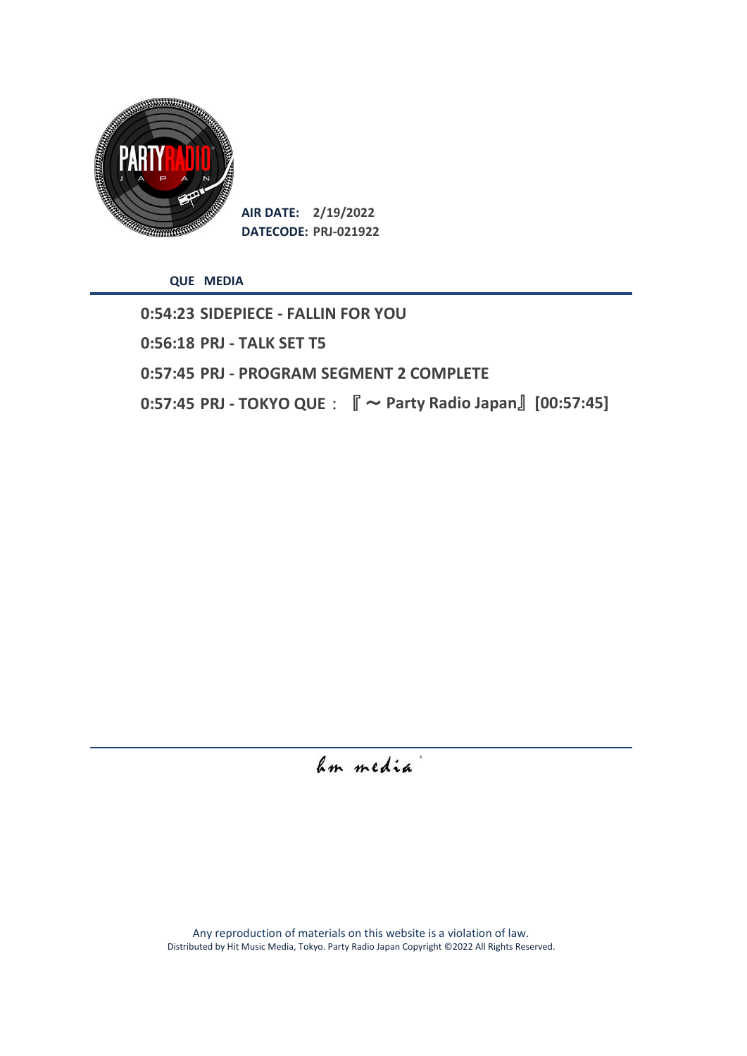**AIR DATE:** 2/19/2022
**DATECODE:** PRJ-021922

| QUE | MEDIA |
| --- | --- |
| 0:54:23 | SIDEPIECE - FALLIN FOR YOU |
| 0:56:18 | PRJ - TALK SET T5 |
| 0:57:45 | PRJ - PROGRAM SEGMENT 2 COMPLETE |
| 0:57:45 | PRJ - TOKYO QUE：『～ Party Radio Japan』[00:57:45] |

hm media

Any reproduction of materials on this website is a violation of law.
Distributed by Hit Music Media, Tokyo. Party Radio Japan Copyright ©2022 All Rights Reserved.